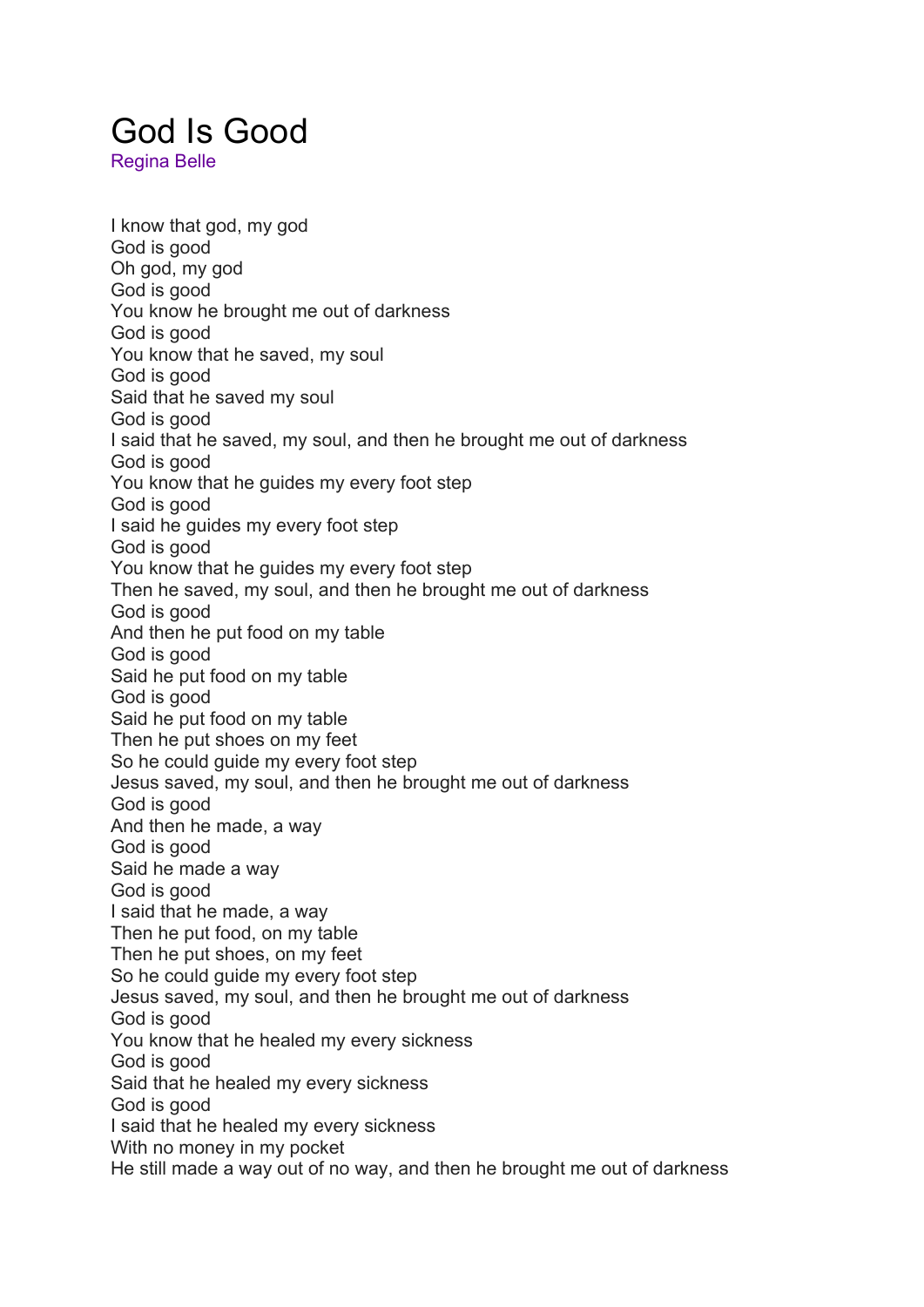# God Is Good

Regina Belle

I know that god, my god
God is good
Oh god, my god
God is good
You know he brought me out of darkness
God is good
You know that he saved, my soul
God is good
Said that he saved my soul
God is good
I said that he saved, my soul, and then he brought me out of darkness
God is good
You know that he guides my every foot step
God is good
I said he guides my every foot step
God is good
You know that he guides my every foot step
Then he saved, my soul, and then he brought me out of darkness
God is good
And then he put food on my table
God is good
Said he put food on my table
God is good
Said he put food on my table
Then he put shoes on my feet
So he could guide my every foot step
Jesus saved, my soul, and then he brought me out of darkness
God is good
And then he made, a way
God is good
Said he made a way
God is good
I said that he made, a way
Then he put food, on my table
Then he put shoes, on my feet
So he could guide my every foot step
Jesus saved, my soul, and then he brought me out of darkness
God is good
You know that he healed my every sickness
God is good
Said that he healed my every sickness
God is good
I said that he healed my every sickness
With no money in my pocket
He still made a way out of no way, and then he brought me out of darkness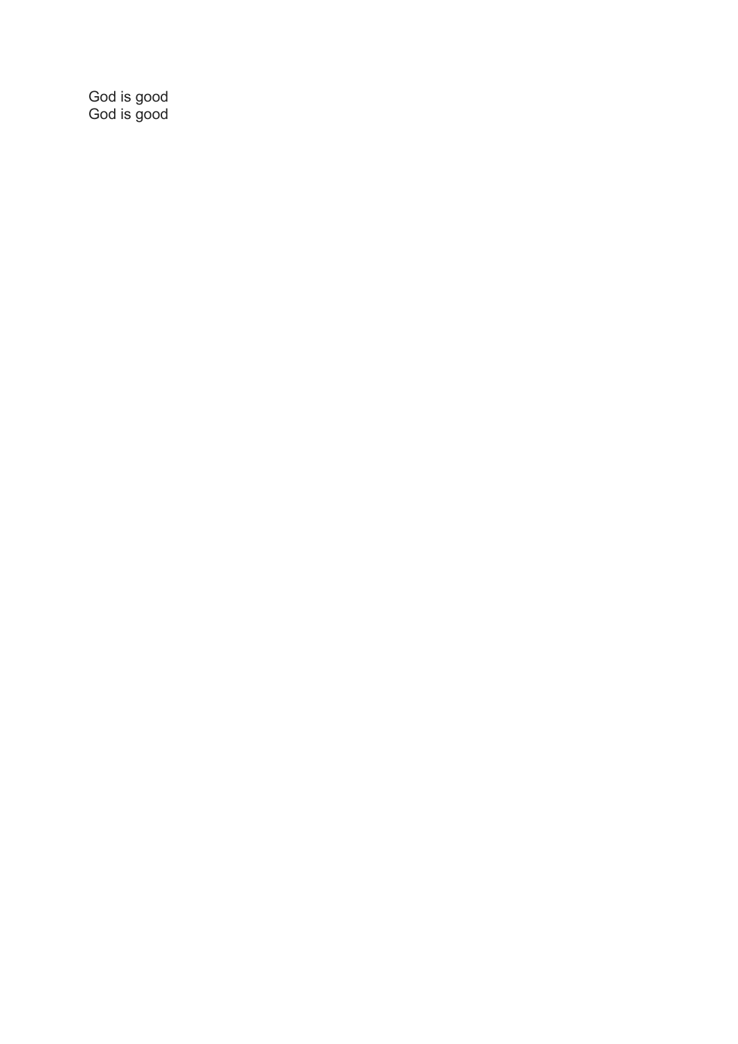God is good
God is good